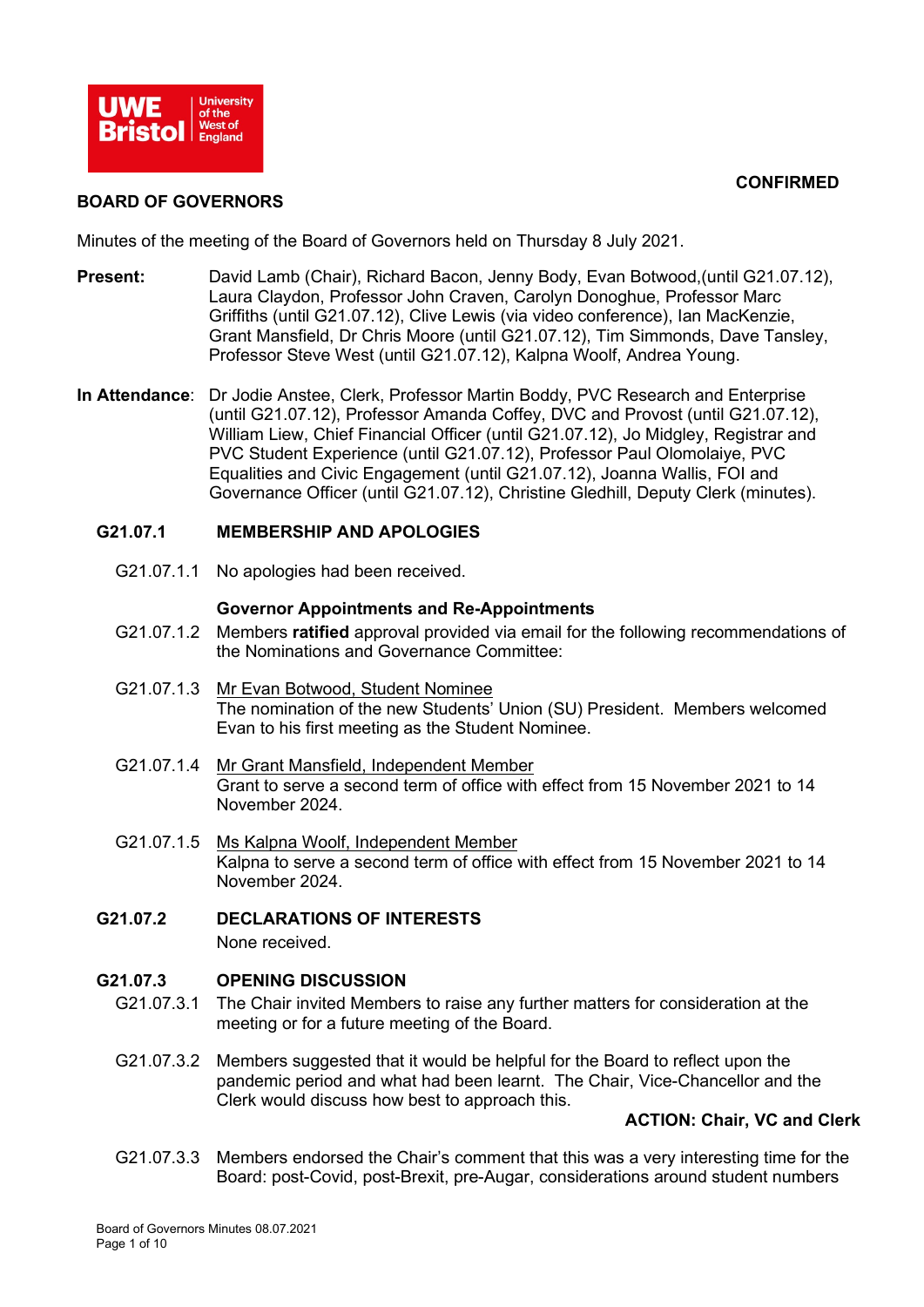**CONFIRMED**

# BOARD OF GOVERNORS

Minutes of the meeting of the Board of Governors held on Thursday 8 July 2021.

**Present:** David Lamb (Chair), Richard Bacon, Jenny Body, Evan Botwood,(until G21.07.12), Laura Claydon, Professor John Craven, Carolyn Donoghue, Professor Marc Griffiths (until G21.07.12), Clive Lewis (via video conference), Ian MacKenzie, Grant Mansfield, Dr Chris Moore (until G21.07.12), Tim Simmonds, Dave Tansley, Professor Steve West (until G21.07.12), Kalpna Woolf, Andrea Young.

**In Attendance**: Dr Jodie Anstee, Clerk, Professor Martin Boddy, PVC Research and Enterprise (until G21.07.12), Professor Amanda Coffey, DVC and Provost (until G21.07.12), William Liew, Chief Financial Officer (until G21.07.12), Jo Midgley, Registrar and PVC Student Experience (until G21.07.12), Professor Paul Olomolaiye, PVC Equalities and Civic Engagement (until G21.07.12), Joanna Wallis, FOI and Governance Officer (until G21.07.12), Christine Gledhill, Deputy Clerk (minutes).

## G21.07.1 MEMBERSHIP AND APOLOGIES

G21.07.1.1 No apologies had been received.

**Governor Appointments and Re-Appointments**

G21.07.1.2 Members **ratified** approval provided via email for the following recommendations of the Nominations and Governance Committee:

G21.07.1.3 Mr Evan Botwood, Student Nominee
The nomination of the new Students' Union (SU) President. Members welcomed Evan to his first meeting as the Student Nominee.

G21.07.1.4 Mr Grant Mansfield, Independent Member
Grant to serve a second term of office with effect from 15 November 2021 to 14 November 2024.

G21.07.1.5 Ms Kalpna Woolf, Independent Member
Kalpna to serve a second term of office with effect from 15 November 2021 to 14 November 2024.

## G21.07.2 DECLARATIONS OF INTERESTS

None received.

## G21.07.3 OPENING DISCUSSION

G21.07.3.1 The Chair invited Members to raise any further matters for consideration at the meeting or for a future meeting of the Board.

G21.07.3.2 Members suggested that it would be helpful for the Board to reflect upon the pandemic period and what had been learnt. The Chair, Vice-Chancellor and the Clerk would discuss how best to approach this.

**ACTION: Chair, VC and Clerk**

G21.07.3.3 Members endorsed the Chair's comment that this was a very interesting time for the Board: post-Covid, post-Brexit, pre-Augar, considerations around student numbers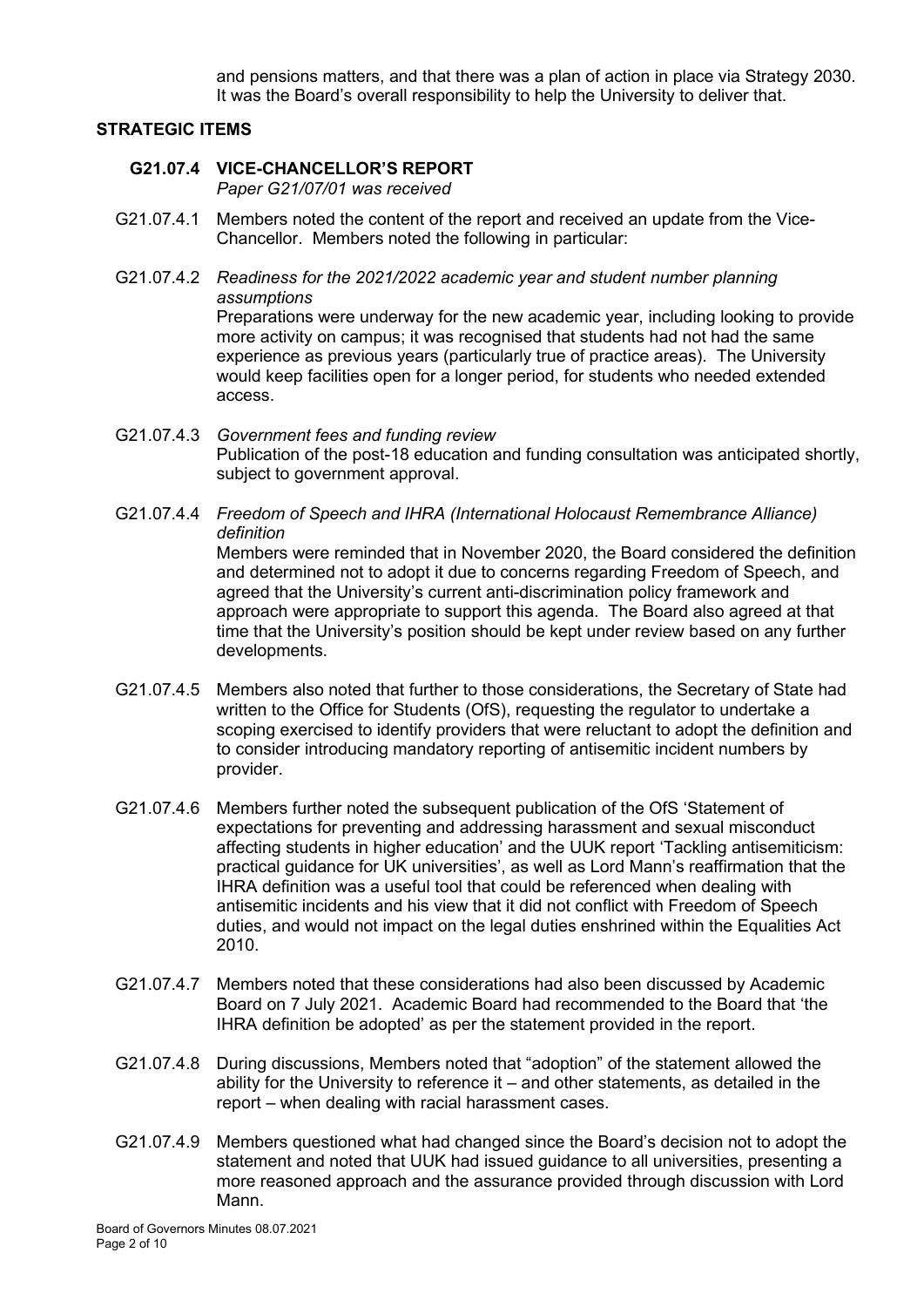and pensions matters, and that there was a plan of action in place via Strategy 2030. It was the Board's overall responsibility to help the University to deliver that.

## STRATEGIC ITEMS

### G21.07.4 VICE-CHANCELLOR'S REPORT

*Paper G21/07/01 was received*

G21.07.4.1 Members noted the content of the report and received an update from the Vice-Chancellor. Members noted the following in particular:

G21.07.4.2 *Readiness for the 2021/2022 academic year and student number planning assumptions*
Preparations were underway for the new academic year, including looking to provide more activity on campus; it was recognised that students had not had the same experience as previous years (particularly true of practice areas). The University would keep facilities open for a longer period, for students who needed extended access.

G21.07.4.3 *Government fees and funding review*
Publication of the post-18 education and funding consultation was anticipated shortly, subject to government approval.

G21.07.4.4 *Freedom of Speech and IHRA (International Holocaust Remembrance Alliance) definition*
Members were reminded that in November 2020, the Board considered the definition and determined not to adopt it due to concerns regarding Freedom of Speech, and agreed that the University's current anti-discrimination policy framework and approach were appropriate to support this agenda. The Board also agreed at that time that the University's position should be kept under review based on any further developments.

G21.07.4.5 Members also noted that further to those considerations, the Secretary of State had written to the Office for Students (OfS), requesting the regulator to undertake a scoping exercised to identify providers that were reluctant to adopt the definition and to consider introducing mandatory reporting of antisemitic incident numbers by provider.

G21.07.4.6 Members further noted the subsequent publication of the OfS 'Statement of expectations for preventing and addressing harassment and sexual misconduct affecting students in higher education' and the UUK report 'Tackling antisemiticism: practical guidance for UK universities', as well as Lord Mann's reaffirmation that the IHRA definition was a useful tool that could be referenced when dealing with antisemitic incidents and his view that it did not conflict with Freedom of Speech duties, and would not impact on the legal duties enshrined within the Equalities Act 2010.

G21.07.4.7 Members noted that these considerations had also been discussed by Academic Board on 7 July 2021. Academic Board had recommended to the Board that 'the IHRA definition be adopted' as per the statement provided in the report.

G21.07.4.8 During discussions, Members noted that "adoption" of the statement allowed the ability for the University to reference it – and other statements, as detailed in the report – when dealing with racial harassment cases.

G21.07.4.9 Members questioned what had changed since the Board's decision not to adopt the statement and noted that UUK had issued guidance to all universities, presenting a more reasoned approach and the assurance provided through discussion with Lord Mann.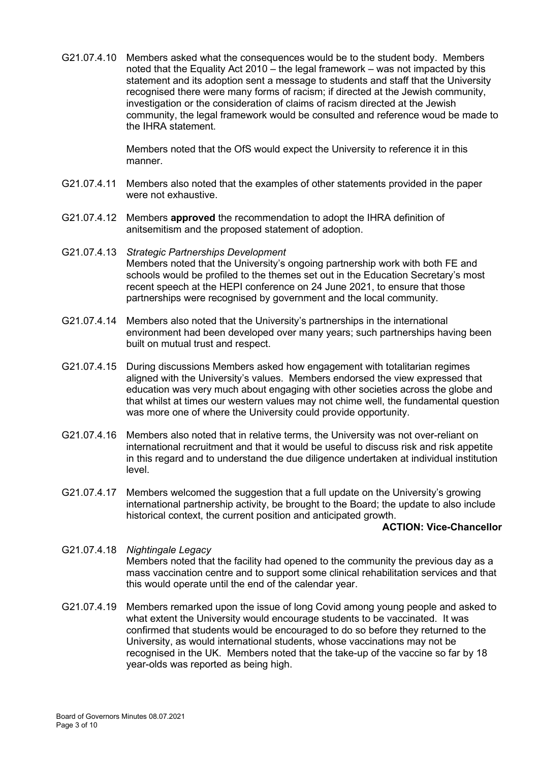G21.07.4.10 Members asked what the consequences would be to the student body. Members noted that the Equality Act 2010 – the legal framework – was not impacted by this statement and its adoption sent a message to students and staff that the University recognised there were many forms of racism; if directed at the Jewish community, investigation or the consideration of claims of racism directed at the Jewish community, the legal framework would be consulted and reference woud be made to the IHRA statement.

Members noted that the OfS would expect the University to reference it in this manner.

G21.07.4.11 Members also noted that the examples of other statements provided in the paper were not exhaustive.

G21.07.4.12 Members **approved** the recommendation to adopt the IHRA definition of anitsemitism and the proposed statement of adoption.

G21.07.4.13 *Strategic Partnerships Development*
Members noted that the University's ongoing partnership work with both FE and schools would be profiled to the themes set out in the Education Secretary's most recent speech at the HEPI conference on 24 June 2021, to ensure that those partnerships were recognised by government and the local community.

G21.07.4.14 Members also noted that the University's partnerships in the international environment had been developed over many years; such partnerships having been built on mutual trust and respect.

G21.07.4.15 During discussions Members asked how engagement with totalitarian regimes aligned with the University's values. Members endorsed the view expressed that education was very much about engaging with other societies across the globe and that whilst at times our western values may not chime well, the fundamental question was more one of where the University could provide opportunity.

G21.07.4.16 Members also noted that in relative terms, the University was not over-reliant on international recruitment and that it would be useful to discuss risk and risk appetite in this regard and to understand the due diligence undertaken at individual institution level.

G21.07.4.17 Members welcomed the suggestion that a full update on the University's growing international partnership activity, be brought to the Board; the update to also include historical context, the current position and anticipated growth.

**ACTION: Vice-Chancellor**

G21.07.4.18 *Nightingale Legacy*
Members noted that the facility had opened to the community the previous day as a mass vaccination centre and to support some clinical rehabilitation services and that this would operate until the end of the calendar year.

G21.07.4.19 Members remarked upon the issue of long Covid among young people and asked to what extent the University would encourage students to be vaccinated. It was confirmed that students would be encouraged to do so before they returned to the University, as would international students, whose vaccinations may not be recognised in the UK. Members noted that the take-up of the vaccine so far by 18 year-olds was reported as being high.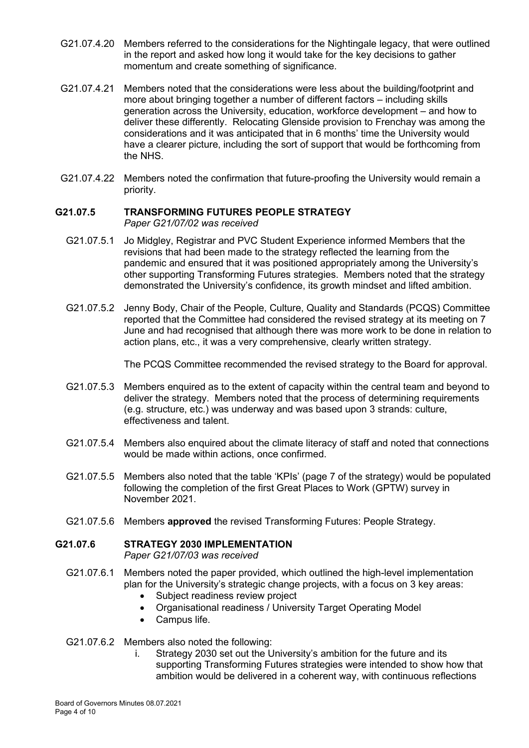G21.07.4.20 Members referred to the considerations for the Nightingale legacy, that were outlined in the report and asked how long it would take for the key decisions to gather momentum and create something of significance.

G21.07.4.21 Members noted that the considerations were less about the building/footprint and more about bringing together a number of different factors – including skills generation across the University, education, workforce development – and how to deliver these differently. Relocating Glenside provision to Frenchay was among the considerations and it was anticipated that in 6 months' time the University would have a clearer picture, including the sort of support that would be forthcoming from the NHS.

G21.07.4.22 Members noted the confirmation that future-proofing the University would remain a priority.

## G21.07.5 TRANSFORMING FUTURES PEOPLE STRATEGY

*Paper G21/07/02 was received*

G21.07.5.1 Jo Midgley, Registrar and PVC Student Experience informed Members that the revisions that had been made to the strategy reflected the learning from the pandemic and ensured that it was positioned appropriately among the University's other supporting Transforming Futures strategies. Members noted that the strategy demonstrated the University's confidence, its growth mindset and lifted ambition.

G21.07.5.2 Jenny Body, Chair of the People, Culture, Quality and Standards (PCQS) Committee reported that the Committee had considered the revised strategy at its meeting on 7 June and had recognised that although there was more work to be done in relation to action plans, etc., it was a very comprehensive, clearly written strategy.

The PCQS Committee recommended the revised strategy to the Board for approval.

G21.07.5.3 Members enquired as to the extent of capacity within the central team and beyond to deliver the strategy. Members noted that the process of determining requirements (e.g. structure, etc.) was underway and was based upon 3 strands: culture, effectiveness and talent.

G21.07.5.4 Members also enquired about the climate literacy of staff and noted that connections would be made within actions, once confirmed.

G21.07.5.5 Members also noted that the table 'KPIs' (page 7 of the strategy) would be populated following the completion of the first Great Places to Work (GPTW) survey in November 2021.

G21.07.5.6 Members **approved** the revised Transforming Futures: People Strategy.

## G21.07.6 STRATEGY 2030 IMPLEMENTATION

*Paper G21/07/03 was received*

G21.07.6.1 Members noted the paper provided, which outlined the high-level implementation plan for the University's strategic change projects, with a focus on 3 key areas:

- Subject readiness review project
- Organisational readiness / University Target Operating Model
- Campus life.

G21.07.6.2 Members also noted the following:

i. Strategy 2030 set out the University's ambition for the future and its supporting Transforming Futures strategies were intended to show how that ambition would be delivered in a coherent way, with continuous reflections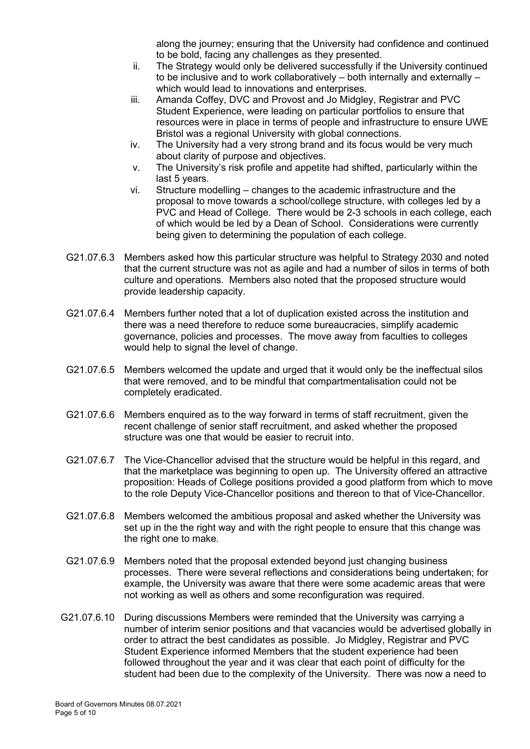along the journey; ensuring that the University had confidence and continued to be bold, facing any challenges as they presented.

ii. The Strategy would only be delivered successfully if the University continued to be inclusive and to work collaboratively – both internally and externally – which would lead to innovations and enterprises.

iii. Amanda Coffey, DVC and Provost and Jo Midgley, Registrar and PVC Student Experience, were leading on particular portfolios to ensure that resources were in place in terms of people and infrastructure to ensure UWE Bristol was a regional University with global connections.

iv. The University had a very strong brand and its focus would be very much about clarity of purpose and objectives.

v. The University's risk profile and appetite had shifted, particularly within the last 5 years.

vi. Structure modelling – changes to the academic infrastructure and the proposal to move towards a school/college structure, with colleges led by a PVC and Head of College. There would be 2-3 schools in each college, each of which would be led by a Dean of School. Considerations were currently being given to determining the population of each college.

G21.07.6.3 Members asked how this particular structure was helpful to Strategy 2030 and noted that the current structure was not as agile and had a number of silos in terms of both culture and operations. Members also noted that the proposed structure would provide leadership capacity.

G21.07.6.4 Members further noted that a lot of duplication existed across the institution and there was a need therefore to reduce some bureaucracies, simplify academic governance, policies and processes. The move away from faculties to colleges would help to signal the level of change.

G21.07.6.5 Members welcomed the update and urged that it would only be the ineffectual silos that were removed, and to be mindful that compartmentalisation could not be completely eradicated.

G21.07.6.6 Members enquired as to the way forward in terms of staff recruitment, given the recent challenge of senior staff recruitment, and asked whether the proposed structure was one that would be easier to recruit into.

G21.07.6.7 The Vice-Chancellor advised that the structure would be helpful in this regard, and that the marketplace was beginning to open up. The University offered an attractive proposition: Heads of College positions provided a good platform from which to move to the role Deputy Vice-Chancellor positions and thereon to that of Vice-Chancellor.

G21.07.6.8 Members welcomed the ambitious proposal and asked whether the University was set up in the the right way and with the right people to ensure that this change was the right one to make.

G21.07.6.9 Members noted that the proposal extended beyond just changing business processes. There were several reflections and considerations being undertaken; for example, the University was aware that there were some academic areas that were not working as well as others and some reconfiguration was required.

G21.07.6.10 During discussions Members were reminded that the University was carrying a number of interim senior positions and that vacancies would be advertised globally in order to attract the best candidates as possible. Jo Midgley, Registrar and PVC Student Experience informed Members that the student experience had been followed throughout the year and it was clear that each point of difficulty for the student had been due to the complexity of the University. There was now a need to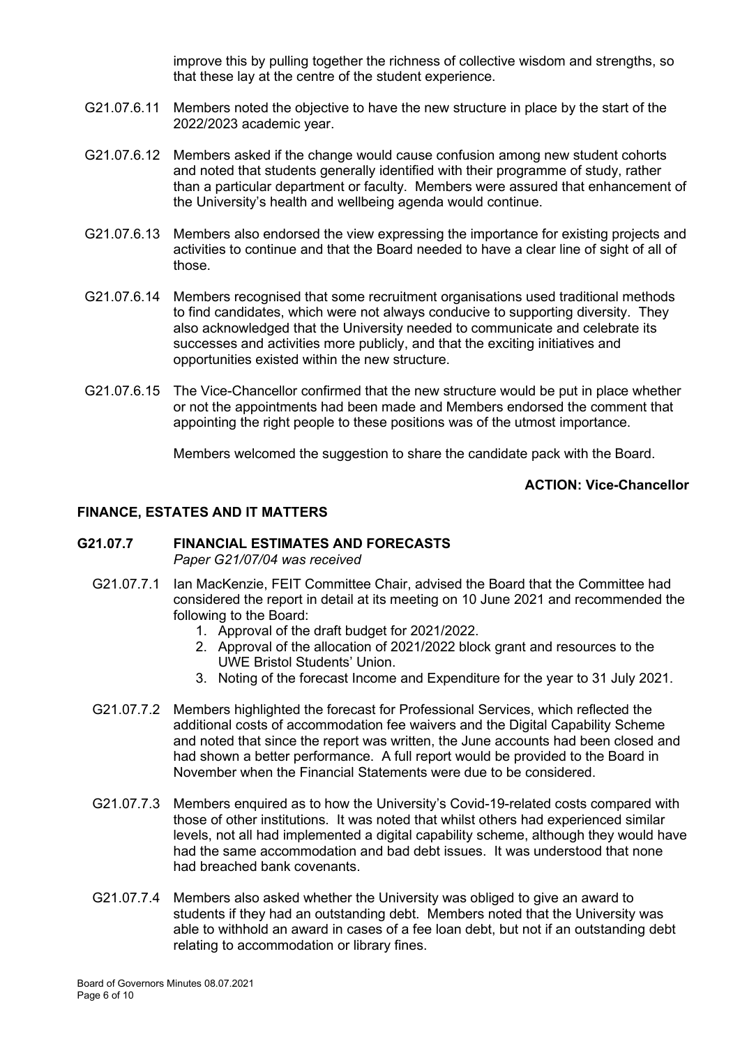improve this by pulling together the richness of collective wisdom and strengths, so that these lay at the centre of the student experience.

G21.07.6.11 Members noted the objective to have the new structure in place by the start of the 2022/2023 academic year.

G21.07.6.12 Members asked if the change would cause confusion among new student cohorts and noted that students generally identified with their programme of study, rather than a particular department or faculty. Members were assured that enhancement of the University's health and wellbeing agenda would continue.

G21.07.6.13 Members also endorsed the view expressing the importance for existing projects and activities to continue and that the Board needed to have a clear line of sight of all of those.

G21.07.6.14 Members recognised that some recruitment organisations used traditional methods to find candidates, which were not always conducive to supporting diversity. They also acknowledged that the University needed to communicate and celebrate its successes and activities more publicly, and that the exciting initiatives and opportunities existed within the new structure.

G21.07.6.15 The Vice-Chancellor confirmed that the new structure would be put in place whether or not the appointments had been made and Members endorsed the comment that appointing the right people to these positions was of the utmost importance.

Members welcomed the suggestion to share the candidate pack with the Board.

**ACTION: Vice-Chancellor**

## FINANCE, ESTATES AND IT MATTERS

### G21.07.7 FINANCIAL ESTIMATES AND FORECASTS

*Paper G21/07/04 was received*

G21.07.7.1 Ian MacKenzie, FEIT Committee Chair, advised the Board that the Committee had considered the report in detail at its meeting on 10 June 2021 and recommended the following to the Board:

1. Approval of the draft budget for 2021/2022.
2. Approval of the allocation of 2021/2022 block grant and resources to the UWE Bristol Students' Union.
3. Noting of the forecast Income and Expenditure for the year to 31 July 2021.

G21.07.7.2 Members highlighted the forecast for Professional Services, which reflected the additional costs of accommodation fee waivers and the Digital Capability Scheme and noted that since the report was written, the June accounts had been closed and had shown a better performance. A full report would be provided to the Board in November when the Financial Statements were due to be considered.

G21.07.7.3 Members enquired as to how the University's Covid-19-related costs compared with those of other institutions. It was noted that whilst others had experienced similar levels, not all had implemented a digital capability scheme, although they would have had the same accommodation and bad debt issues. It was understood that none had breached bank covenants.

G21.07.7.4 Members also asked whether the University was obliged to give an award to students if they had an outstanding debt. Members noted that the University was able to withhold an award in cases of a fee loan debt, but not if an outstanding debt relating to accommodation or library fines.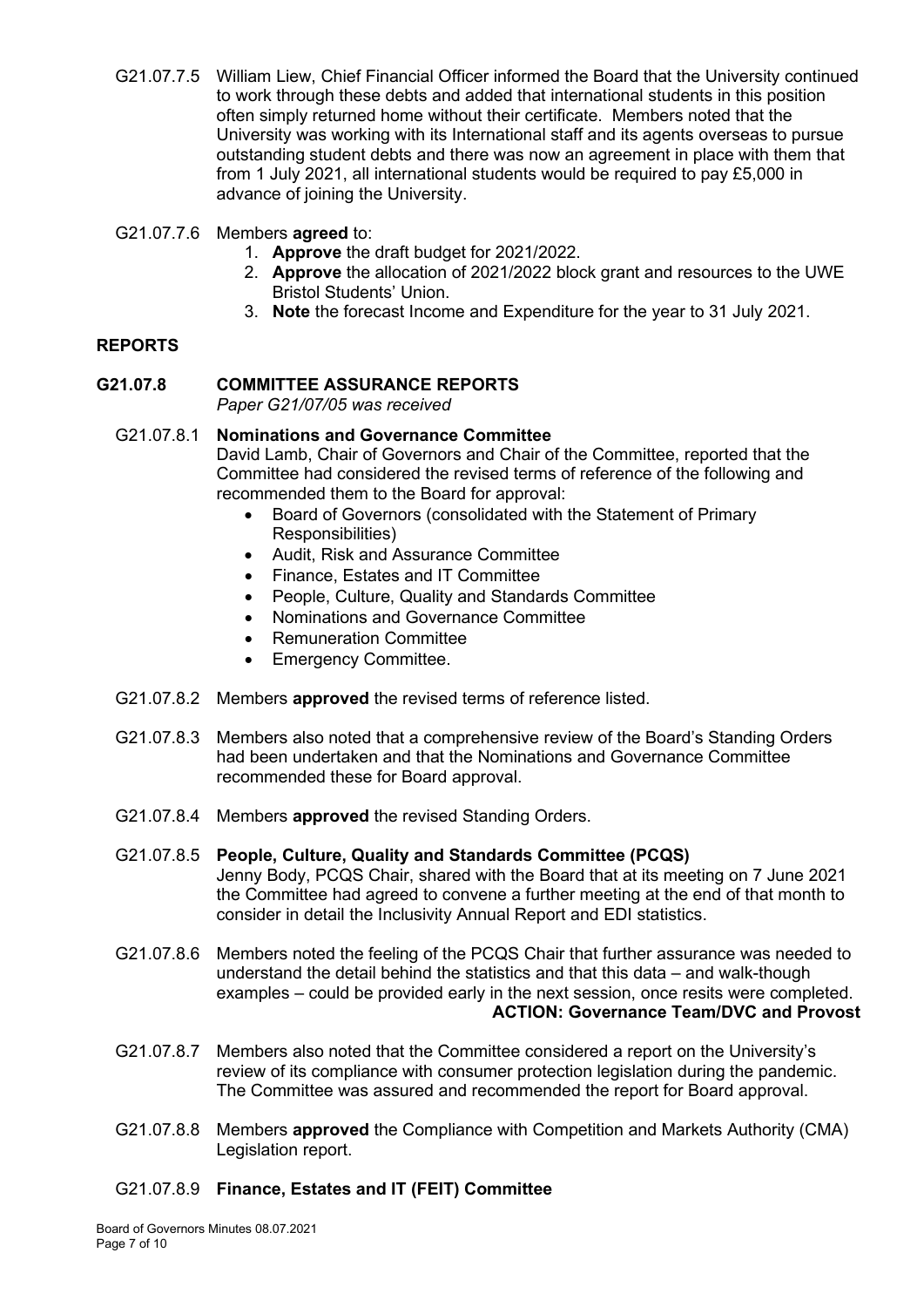G21.07.7.5 William Liew, Chief Financial Officer informed the Board that the University continued to work through these debts and added that international students in this position often simply returned home without their certificate. Members noted that the University was working with its International staff and its agents overseas to pursue outstanding student debts and there was now an agreement in place with them that from 1 July 2021, all international students would be required to pay £5,000 in advance of joining the University.

G21.07.7.6 Members **agreed** to:

1. **Approve** the draft budget for 2021/2022.
2. **Approve** the allocation of 2021/2022 block grant and resources to the UWE Bristol Students' Union.
3. **Note** the forecast Income and Expenditure for the year to 31 July 2021.

## REPORTS

### G21.07.8 COMMITTEE ASSURANCE REPORTS

*Paper G21/07/05 was received*

G21.07.8.1 **Nominations and Governance Committee**
David Lamb, Chair of Governors and Chair of the Committee, reported that the Committee had considered the revised terms of reference of the following and recommended them to the Board for approval:

- Board of Governors (consolidated with the Statement of Primary Responsibilities)
- Audit, Risk and Assurance Committee
- Finance, Estates and IT Committee
- People, Culture, Quality and Standards Committee
- Nominations and Governance Committee
- Remuneration Committee
- Emergency Committee.

G21.07.8.2 Members **approved** the revised terms of reference listed.

G21.07.8.3 Members also noted that a comprehensive review of the Board's Standing Orders had been undertaken and that the Nominations and Governance Committee recommended these for Board approval.

G21.07.8.4 Members **approved** the revised Standing Orders.

G21.07.8.5 **People, Culture, Quality and Standards Committee (PCQS)**
Jenny Body, PCQS Chair, shared with the Board that at its meeting on 7 June 2021 the Committee had agreed to convene a further meeting at the end of that month to consider in detail the Inclusivity Annual Report and EDI statistics.

G21.07.8.6 Members noted the feeling of the PCQS Chair that further assurance was needed to understand the detail behind the statistics and that this data – and walk-though examples – could be provided early in the next session, once resits were completed.

**ACTION: Governance Team/DVC and Provost**

G21.07.8.7 Members also noted that the Committee considered a report on the University's review of its compliance with consumer protection legislation during the pandemic. The Committee was assured and recommended the report for Board approval.

G21.07.8.8 Members **approved** the Compliance with Competition and Markets Authority (CMA) Legislation report.

G21.07.8.9 **Finance, Estates and IT (FEIT) Committee**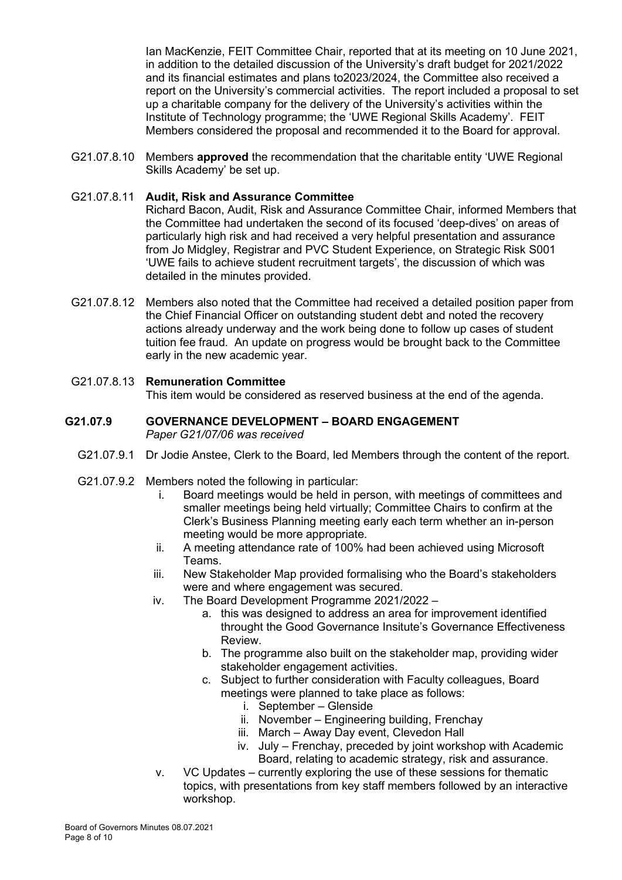Ian MacKenzie, FEIT Committee Chair, reported that at its meeting on 10 June 2021, in addition to the detailed discussion of the University's draft budget for 2021/2022 and its financial estimates and plans to2023/2024, the Committee also received a report on the University's commercial activities. The report included a proposal to set up a charitable company for the delivery of the University's activities within the Institute of Technology programme; the 'UWE Regional Skills Academy'. FEIT Members considered the proposal and recommended it to the Board for approval.

G21.07.8.10 Members **approved** the recommendation that the charitable entity 'UWE Regional Skills Academy' be set up.

G21.07.8.11 **Audit, Risk and Assurance Committee**
Richard Bacon, Audit, Risk and Assurance Committee Chair, informed Members that the Committee had undertaken the second of its focused 'deep-dives' on areas of particularly high risk and had received a very helpful presentation and assurance from Jo Midgley, Registrar and PVC Student Experience, on Strategic Risk S001 'UWE fails to achieve student recruitment targets', the discussion of which was detailed in the minutes provided.

G21.07.8.12 Members also noted that the Committee had received a detailed position paper from the Chief Financial Officer on outstanding student debt and noted the recovery actions already underway and the work being done to follow up cases of student tuition fee fraud. An update on progress would be brought back to the Committee early in the new academic year.

G21.07.8.13 **Remuneration Committee**
This item would be considered as reserved business at the end of the agenda.

## G21.07.9 GOVERNANCE DEVELOPMENT – BOARD ENGAGEMENT

*Paper G21/07/06 was received*

G21.07.9.1 Dr Jodie Anstee, Clerk to the Board, led Members through the content of the report.

G21.07.9.2 Members noted the following in particular:

i. Board meetings would be held in person, with meetings of committees and smaller meetings being held virtually; Committee Chairs to confirm at the Clerk's Business Planning meeting early each term whether an in-person meeting would be more appropriate.

ii. A meeting attendance rate of 100% had been achieved using Microsoft Teams.

iii. New Stakeholder Map provided formalising who the Board's stakeholders were and where engagement was secured.

iv. The Board Development Programme 2021/2022 –
   a. this was designed to address an area for improvement identified throught the Good Governance Insitute's Governance Effectiveness Review.
   b. The programme also built on the stakeholder map, providing wider stakeholder engagement activities.
   c. Subject to further consideration with Faculty colleagues, Board meetings were planned to take place as follows:
      i. September – Glenside
      ii. November – Engineering building, Frenchay
      iii. March – Away Day event, Clevedon Hall
      iv. July – Frenchay, preceded by joint workshop with Academic Board, relating to academic strategy, risk and assurance.

v. VC Updates – currently exploring the use of these sessions for thematic topics, with presentations from key staff members followed by an interactive workshop.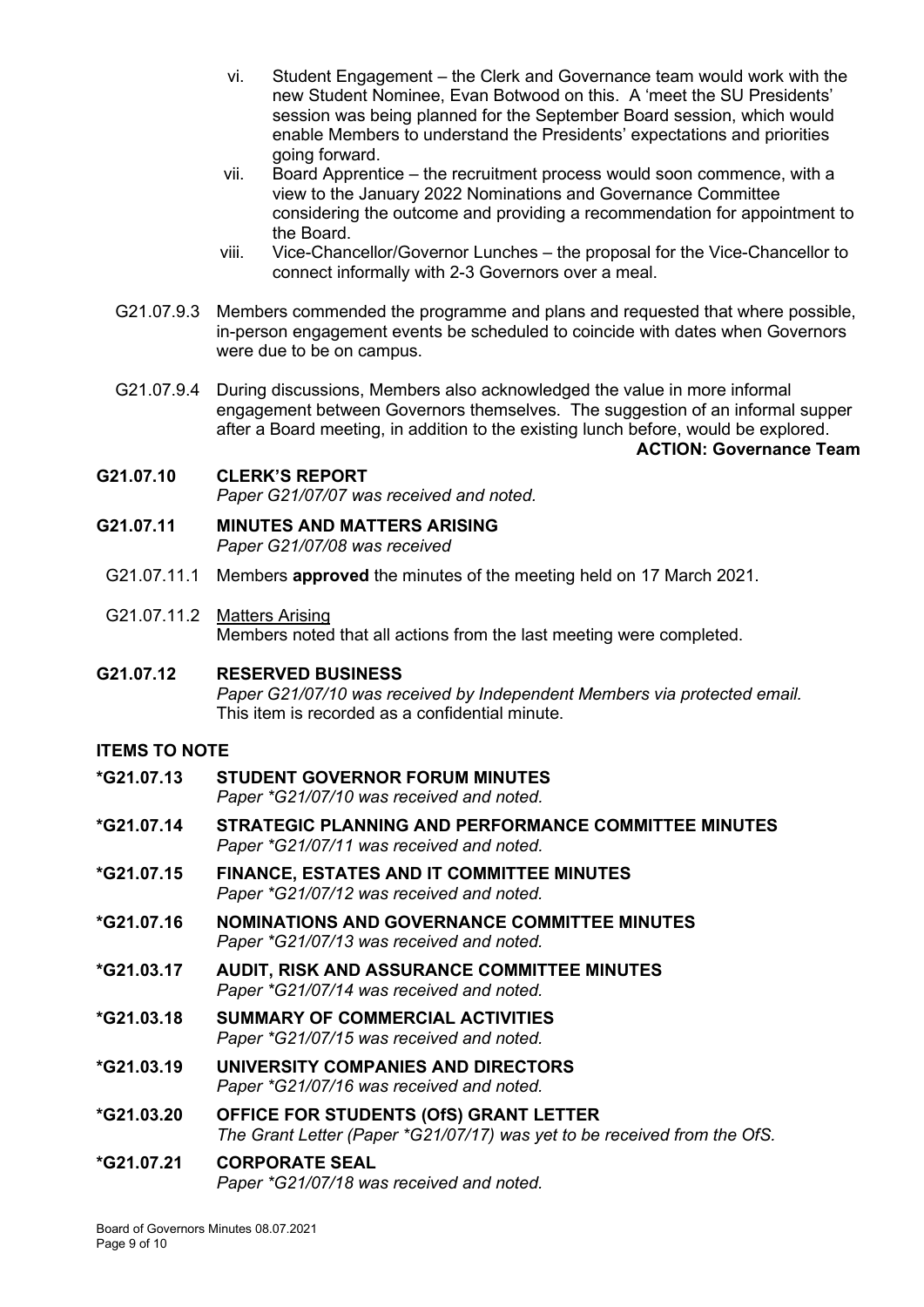vi. Student Engagement – the Clerk and Governance team would work with the new Student Nominee, Evan Botwood on this. A 'meet the SU Presidents' session was being planned for the September Board session, which would enable Members to understand the Presidents' expectations and priorities going forward.

vii. Board Apprentice – the recruitment process would soon commence, with a view to the January 2022 Nominations and Governance Committee considering the outcome and providing a recommendation for appointment to the Board.

viii. Vice-Chancellor/Governor Lunches – the proposal for the Vice-Chancellor to connect informally with 2-3 Governors over a meal.

G21.07.9.3 Members commended the programme and plans and requested that where possible, in-person engagement events be scheduled to coincide with dates when Governors were due to be on campus.

G21.07.9.4 During discussions, Members also acknowledged the value in more informal engagement between Governors themselves. The suggestion of an informal supper after a Board meeting, in addition to the existing lunch before, would be explored.

**ACTION: Governance Team**

**G21.07.10 CLERK'S REPORT**

*Paper G21/07/07 was received and noted.*

**G21.07.11 MINUTES AND MATTERS ARISING**

*Paper G21/07/08 was received*

G21.07.11.1 Members **approved** the minutes of the meeting held on 17 March 2021.

G21.07.11.2 Matters Arising

Members noted that all actions from the last meeting were completed.

**G21.07.12 RESERVED BUSINESS**

*Paper G21/07/10 was received by Independent Members via protected email.* This item is recorded as a confidential minute.

**ITEMS TO NOTE**

**\*G21.07.13 STUDENT GOVERNOR FORUM MINUTES**

*Paper \*G21/07/10 was received and noted.*

**\*G21.07.14 STRATEGIC PLANNING AND PERFORMANCE COMMITTEE MINUTES**

*Paper \*G21/07/11 was received and noted.*

**\*G21.07.15 FINANCE, ESTATES AND IT COMMITTEE MINUTES**

*Paper \*G21/07/12 was received and noted.*

**\*G21.07.16 NOMINATIONS AND GOVERNANCE COMMITTEE MINUTES**

*Paper \*G21/07/13 was received and noted.*

**\*G21.03.17 AUDIT, RISK AND ASSURANCE COMMITTEE MINUTES**

*Paper \*G21/07/14 was received and noted.*

**\*G21.03.18 SUMMARY OF COMMERCIAL ACTIVITIES**

*Paper \*G21/07/15 was received and noted.*

**\*G21.03.19 UNIVERSITY COMPANIES AND DIRECTORS**

*Paper \*G21/07/16 was received and noted.*

**\*G21.03.20 OFFICE FOR STUDENTS (OfS) GRANT LETTER**

*The Grant Letter (Paper \*G21/07/17) was yet to be received from the OfS.*

**\*G21.07.21 CORPORATE SEAL**

*Paper \*G21/07/18 was received and noted.*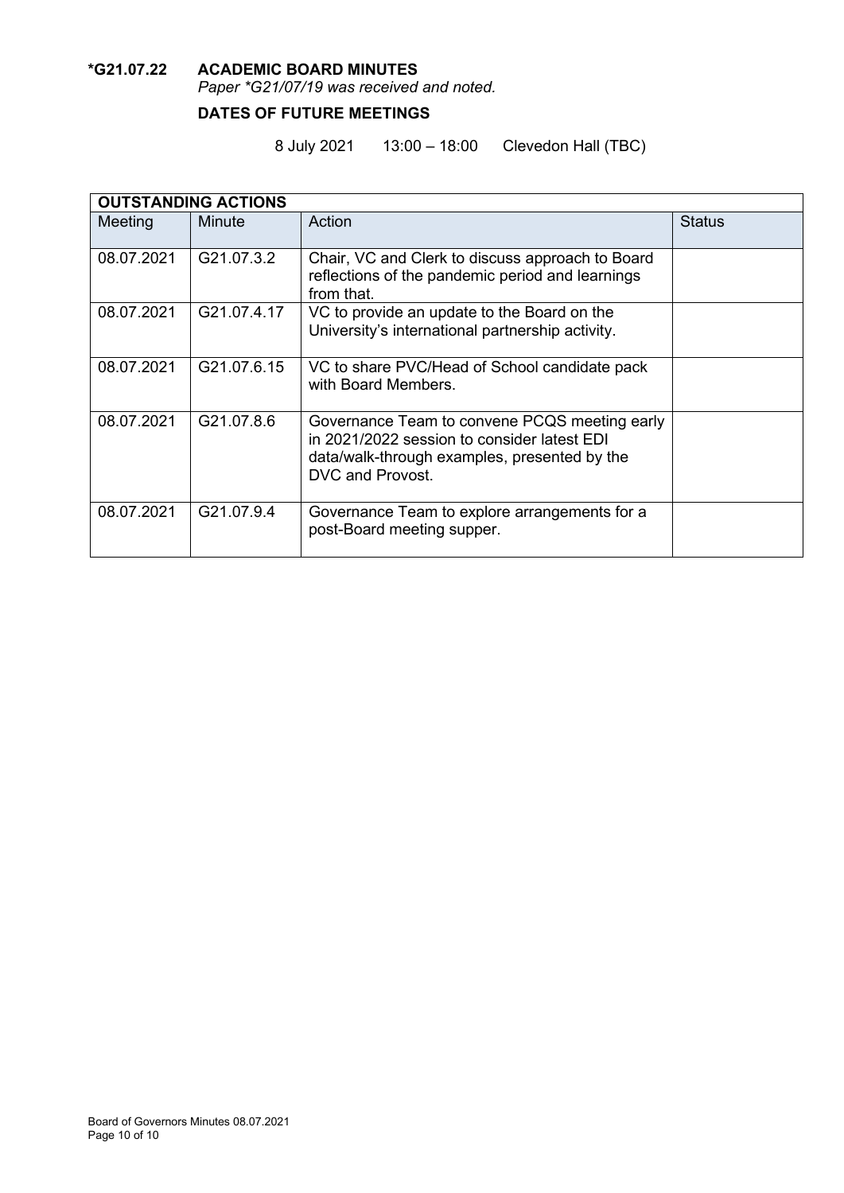**\*G21.07.22 ACADEMIC BOARD MINUTES**

*Paper \*G21/07/19 was received and noted.*

**DATES OF FUTURE MEETINGS**

8 July 2021 13:00 – 18:00 Clevedon Hall (TBC)

| OUTSTANDING ACTIONS | | | |
|---|---|---|---|
| Meeting | Minute | Action | Status |
| 08.07.2021 | G21.07.3.2 | Chair, VC and Clerk to discuss approach to Board reflections of the pandemic period and learnings from that. | |
| 08.07.2021 | G21.07.4.17 | VC to provide an update to the Board on the University's international partnership activity. | |
| 08.07.2021 | G21.07.6.15 | VC to share PVC/Head of School candidate pack with Board Members. | |
| 08.07.2021 | G21.07.8.6 | Governance Team to convene PCQS meeting early in 2021/2022 session to consider latest EDI data/walk-through examples, presented by the DVC and Provost. | |
| 08.07.2021 | G21.07.9.4 | Governance Team to explore arrangements for a post-Board meeting supper. | |